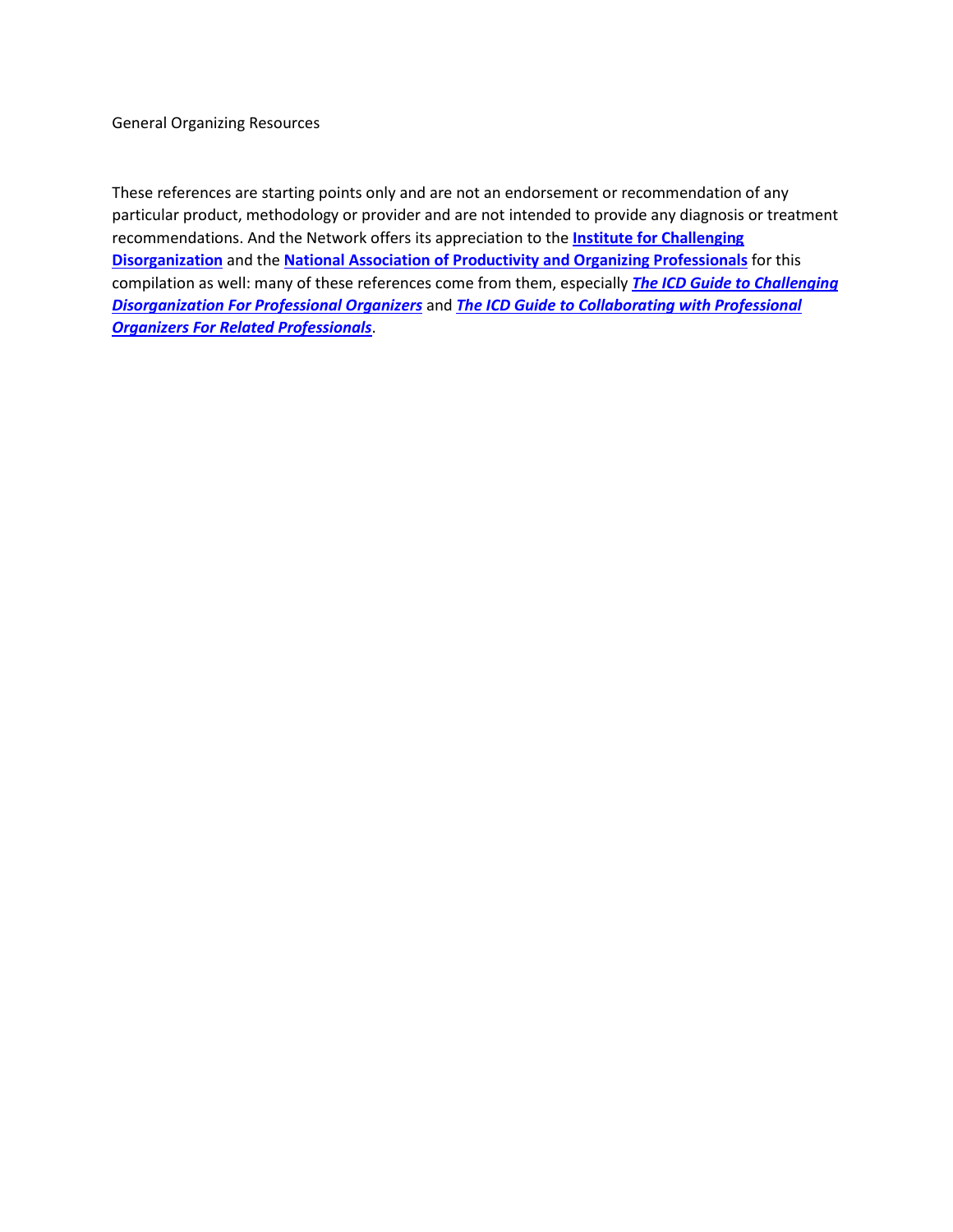General Organizing Resources

These references are starting points only and are not an endorsement or recommendation of any particular product, methodology or provider and are not intended to provide any diagnosis or treatment recommendations. And the Network offers its appreciation to the **Institute for Challenging Disorganization** and the **National Association of Productivity and Organizing Professionals** for this compilation as well: many of these references come from them, especially ***The ICD Guide to Challenging Disorganization For Professional Organizers*** and ***The ICD Guide to Collaborating with Professional Organizers For Related Professionals***.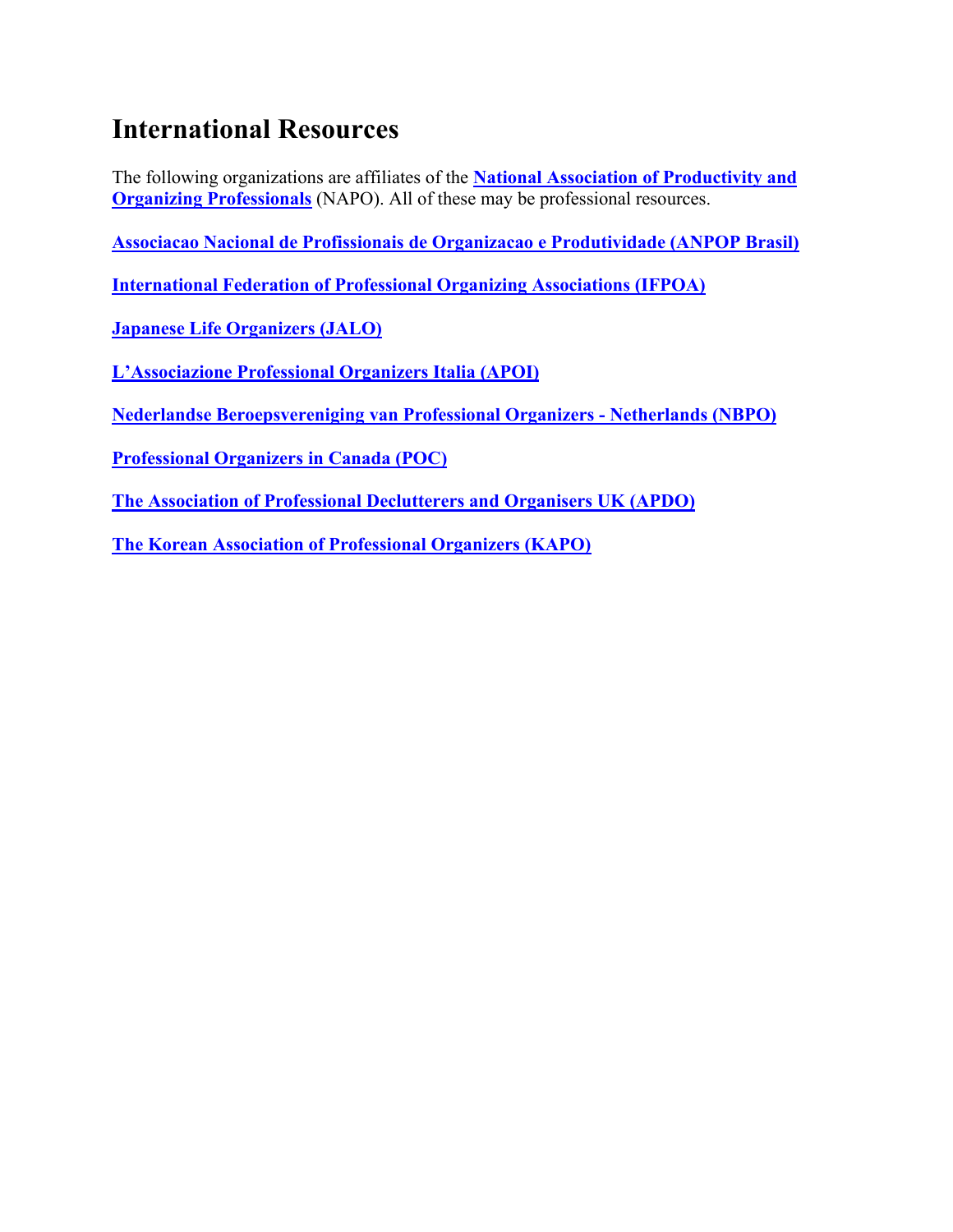## International Resources

The following organizations are affiliates of the **National Association of Productivity and Organizing Professionals** (NAPO). All of these may be professional resources.

**Associacao Nacional de Profissionais de Organizacao e Produtividade (ANPOP Brasil)**

**International Federation of Professional Organizing Associations (IFPOA)**

**Japanese Life Organizers (JALO)**

**L'Associazione Professional Organizers Italia (APOI)**

**Nederlandse Beroepsvereniging van Professional Organizers - Netherlands (NBPO)**

**Professional Organizers in Canada (POC)**

**The Association of Professional Declutterers and Organisers UK (APDO)**

**The Korean Association of Professional Organizers (KAPO)**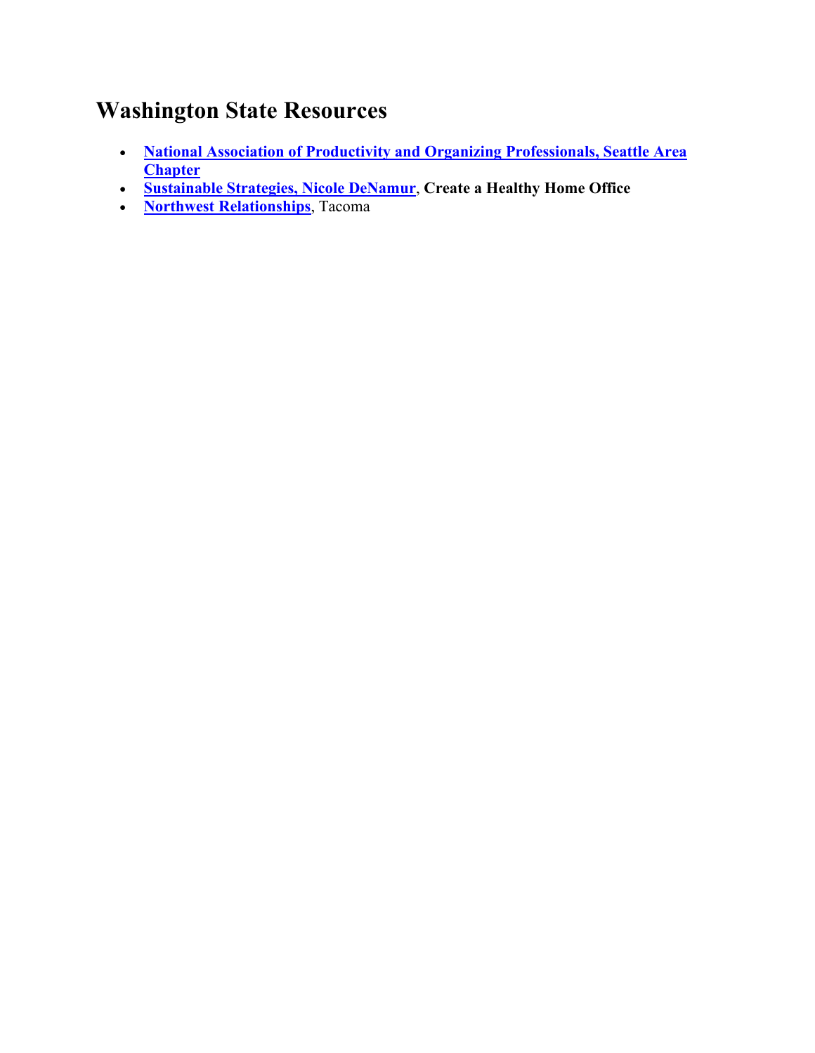# Washington State Resources

- **National Association of Productivity and Organizing Professionals, Seattle Area Chapter**
- **Sustainable Strategies, Nicole DeNamur**, **Create a Healthy Home Office**
- **Northwest Relationships**, Tacoma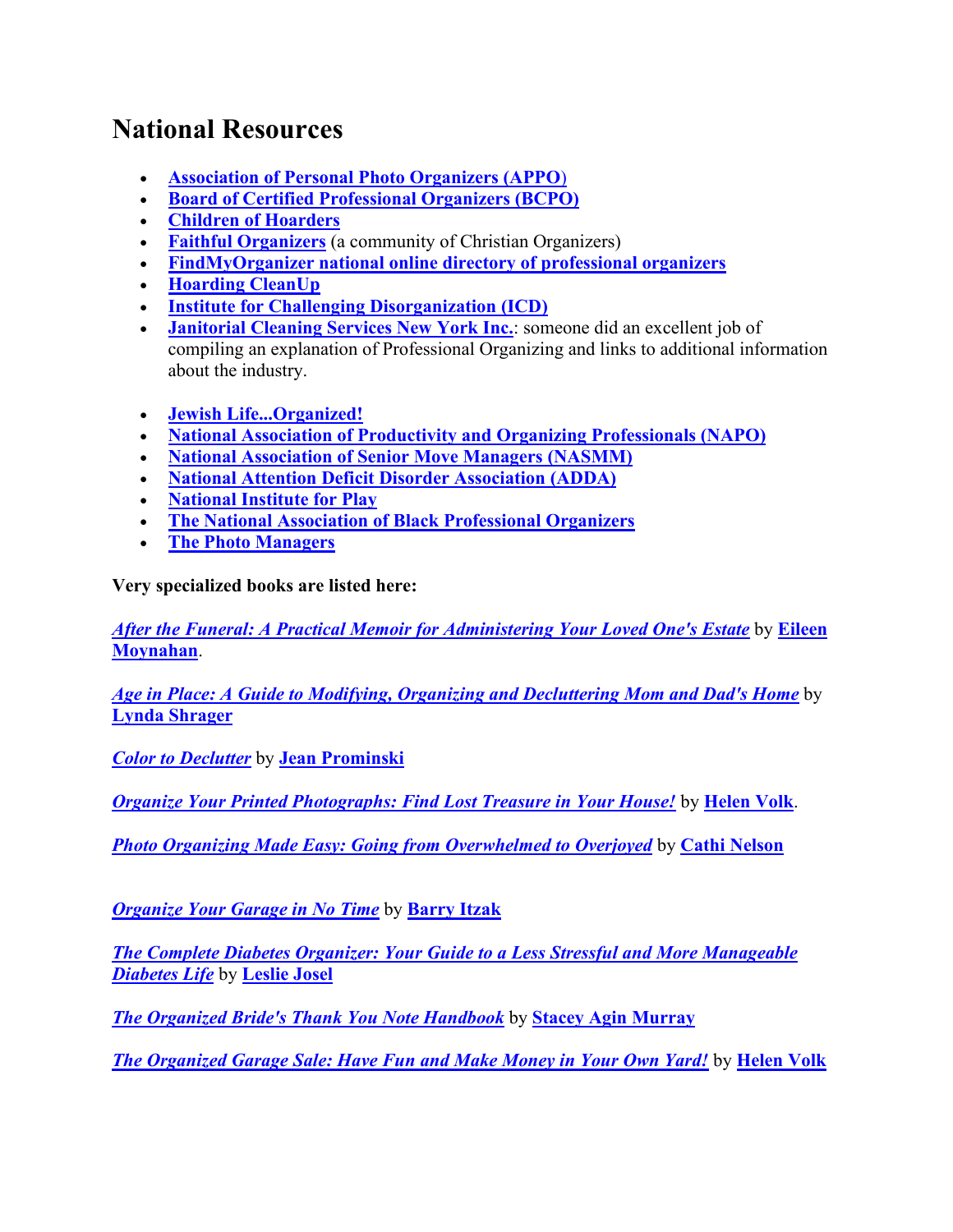# National Resources

- **Association of Personal Photo Organizers (APPO)**
- **Board of Certified Professional Organizers (BCPO)**
- **Children of Hoarders**
- **Faithful Organizers** (a community of Christian Organizers)
- **FindMyOrganizer national online directory of professional organizers**
- **Hoarding CleanUp**
- **Institute for Challenging Disorganization (ICD)**
- **Janitorial Cleaning Services New York Inc.**: someone did an excellent job of compiling an explanation of Professional Organizing and links to additional information about the industry.

- **Jewish Life...Organized!**
- **National Association of Productivity and Organizing Professionals (NAPO)**
- **National Association of Senior Move Managers (NASMM)**
- **National Attention Deficit Disorder Association (ADDA)**
- **National Institute for Play**
- **The National Association of Black Professional Organizers**
- **The Photo Managers**

**Very specialized books are listed here:**

***After the Funeral: A Practical Memoir for Administering Your Loved One's Estate*** by **Eileen Moynahan**.

***Age in Place: A Guide to Modifying, Organizing and Decluttering Mom and Dad's Home*** by **Lynda Shrager**

***Color to Declutter*** by **Jean Prominski**

***Organize Your Printed Photographs: Find Lost Treasure in Your House!*** by **Helen Volk**.

***Photo Organizing Made Easy: Going from Overwhelmed to Overjoyed*** by **Cathi Nelson**

***Organize Your Garage in No Time*** by **Barry Itzak**

***The Complete Diabetes Organizer: Your Guide to a Less Stressful and More Manageable Diabetes Life*** by **Leslie Josel**

***The Organized Bride's Thank You Note Handbook*** by **Stacey Agin Murray**

***The Organized Garage Sale: Have Fun and Make Money in Your Own Yard!*** by **Helen Volk**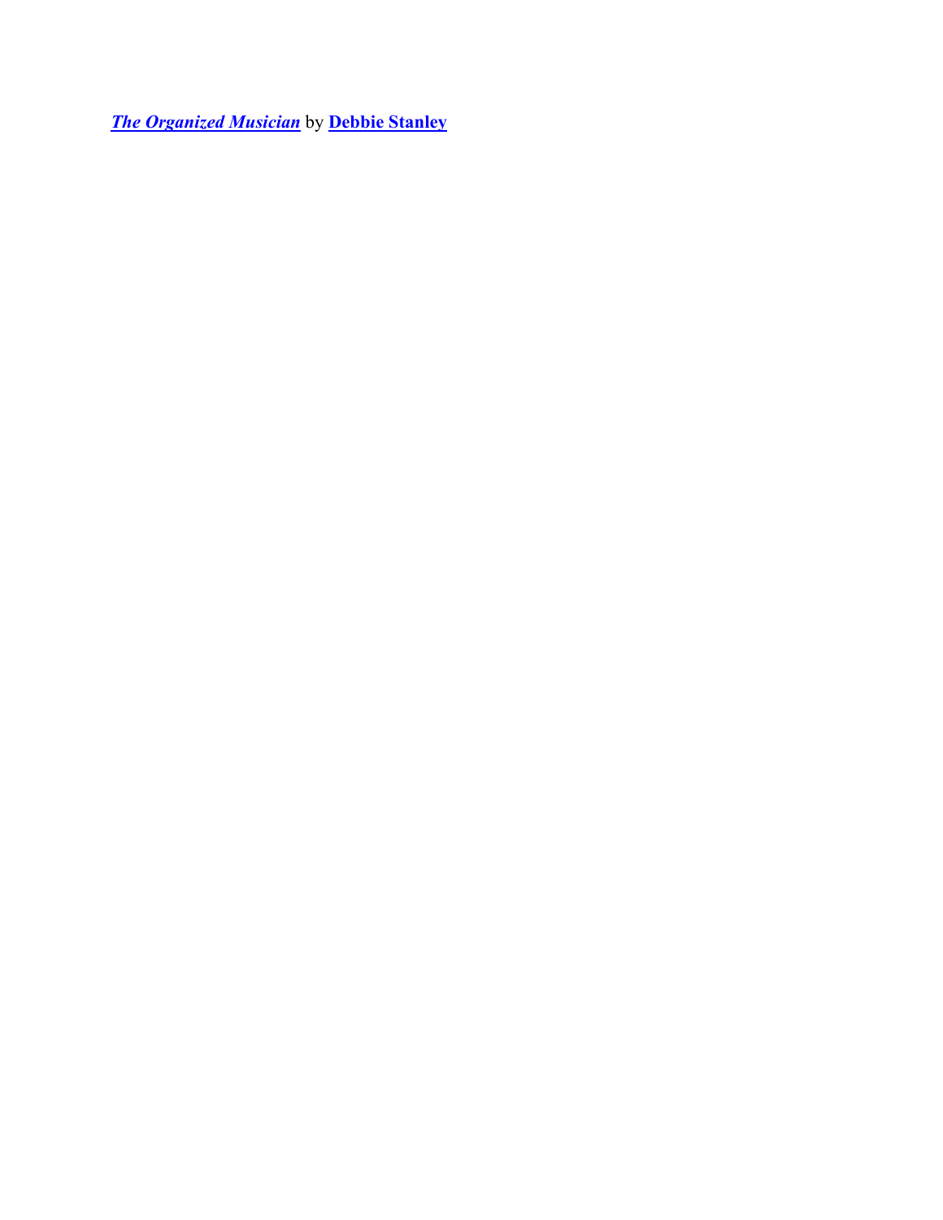***The Organized Musician*** by **Debbie Stanley**